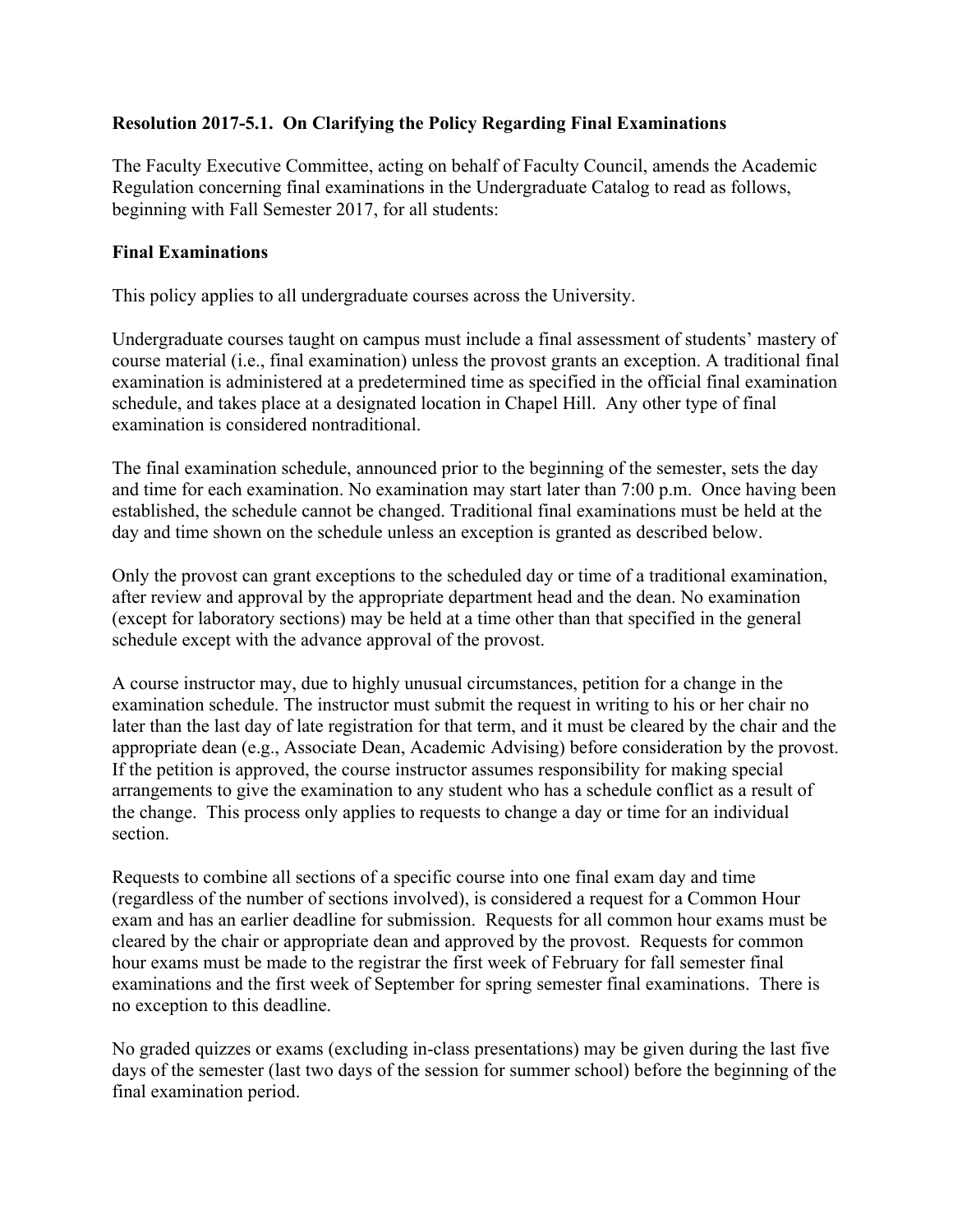**Resolution 2017-5.1. On Clarifying the Policy Regarding Final Examinations**

The Faculty Executive Committee, acting on behalf of Faculty Council, amends the Academic Regulation concerning final examinations in the Undergraduate Catalog to read as follows, beginning with Fall Semester 2017, for all students:

**Final Examinations**

This policy applies to all undergraduate courses across the University.

Undergraduate courses taught on campus must include a final assessment of students' mastery of course material (i.e., final examination) unless the provost grants an exception. A traditional final examination is administered at a predetermined time as specified in the official final examination schedule, and takes place at a designated location in Chapel Hill. Any other type of final examination is considered nontraditional.

The final examination schedule, announced prior to the beginning of the semester, sets the day and time for each examination. No examination may start later than 7:00 p.m. Once having been established, the schedule cannot be changed. Traditional final examinations must be held at the day and time shown on the schedule unless an exception is granted as described below.

Only the provost can grant exceptions to the scheduled day or time of a traditional examination, after review and approval by the appropriate department head and the dean. No examination (except for laboratory sections) may be held at a time other than that specified in the general schedule except with the advance approval of the provost.

A course instructor may, due to highly unusual circumstances, petition for a change in the examination schedule. The instructor must submit the request in writing to his or her chair no later than the last day of late registration for that term, and it must be cleared by the chair and the appropriate dean (e.g., Associate Dean, Academic Advising) before consideration by the provost. If the petition is approved, the course instructor assumes responsibility for making special arrangements to give the examination to any student who has a schedule conflict as a result of the change. This process only applies to requests to change a day or time for an individual section.

Requests to combine all sections of a specific course into one final exam day and time (regardless of the number of sections involved), is considered a request for a Common Hour exam and has an earlier deadline for submission. Requests for all common hour exams must be cleared by the chair or appropriate dean and approved by the provost. Requests for common hour exams must be made to the registrar the first week of February for fall semester final examinations and the first week of September for spring semester final examinations. There is no exception to this deadline.

No graded quizzes or exams (excluding in-class presentations) may be given during the last five days of the semester (last two days of the session for summer school) before the beginning of the final examination period.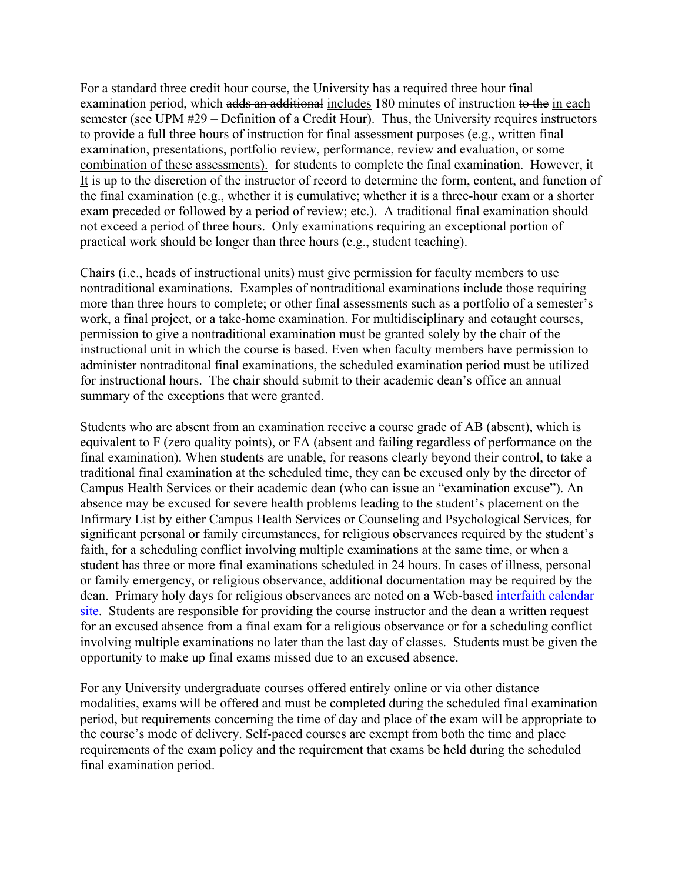For a standard three credit hour course, the University has a required three hour final examination period, which ~~adds an additional~~ <u>includes</u> 180 minutes of instruction ~~to the~~ <u>in each</u> semester (see UPM #29 – Definition of a Credit Hour). Thus, the University requires instructors to provide a full three hours <u>of instruction for final assessment purposes (e.g., written final examination, presentations, portfolio review, performance, review and evaluation, or some combination of these assessments).</u> ~~for students to complete the final examination. However, it~~ <u>It</u> is up to the discretion of the instructor of record to determine the form, content, and function of the final examination (e.g., whether it is cumulative<u>; whether it is a three-hour exam or a shorter exam preceded or followed by a period of review; etc.</u>). A traditional final examination should not exceed a period of three hours. Only examinations requiring an exceptional portion of practical work should be longer than three hours (e.g., student teaching).

Chairs (i.e., heads of instructional units) must give permission for faculty members to use nontraditional examinations. Examples of nontraditional examinations include those requiring more than three hours to complete; or other final assessments such as a portfolio of a semester's work, a final project, or a take-home examination. For multidisciplinary and cotaught courses, permission to give a nontraditional examination must be granted solely by the chair of the instructional unit in which the course is based. Even when faculty members have permission to administer nontraditonal final examinations, the scheduled examination period must be utilized for instructional hours. The chair should submit to their academic dean's office an annual summary of the exceptions that were granted.

Students who are absent from an examination receive a course grade of AB (absent), which is equivalent to F (zero quality points), or FA (absent and failing regardless of performance on the final examination). When students are unable, for reasons clearly beyond their control, to take a traditional final examination at the scheduled time, they can be excused only by the director of Campus Health Services or their academic dean (who can issue an "examination excuse"). An absence may be excused for severe health problems leading to the student's placement on the Infirmary List by either Campus Health Services or Counseling and Psychological Services, for significant personal or family circumstances, for religious observances required by the student's faith, for a scheduling conflict involving multiple examinations at the same time, or when a student has three or more final examinations scheduled in 24 hours. In cases of illness, personal or family emergency, or religious observance, additional documentation may be required by the dean. Primary holy days for religious observances are noted on a Web-based interfaith calendar site. Students are responsible for providing the course instructor and the dean a written request for an excused absence from a final exam for a religious observance or for a scheduling conflict involving multiple examinations no later than the last day of classes. Students must be given the opportunity to make up final exams missed due to an excused absence.

For any University undergraduate courses offered entirely online or via other distance modalities, exams will be offered and must be completed during the scheduled final examination period, but requirements concerning the time of day and place of the exam will be appropriate to the course's mode of delivery. Self-paced courses are exempt from both the time and place requirements of the exam policy and the requirement that exams be held during the scheduled final examination period.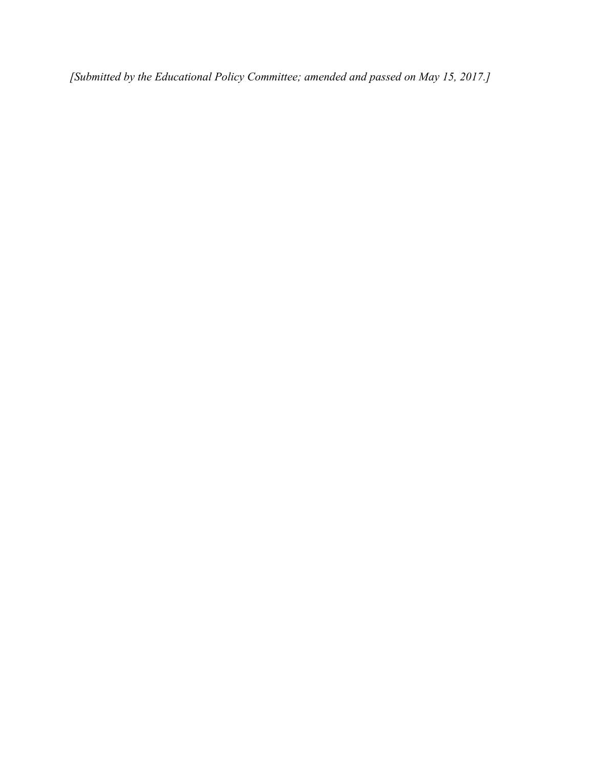*[Submitted by the Educational Policy Committee; amended and passed on May 15, 2017.]*